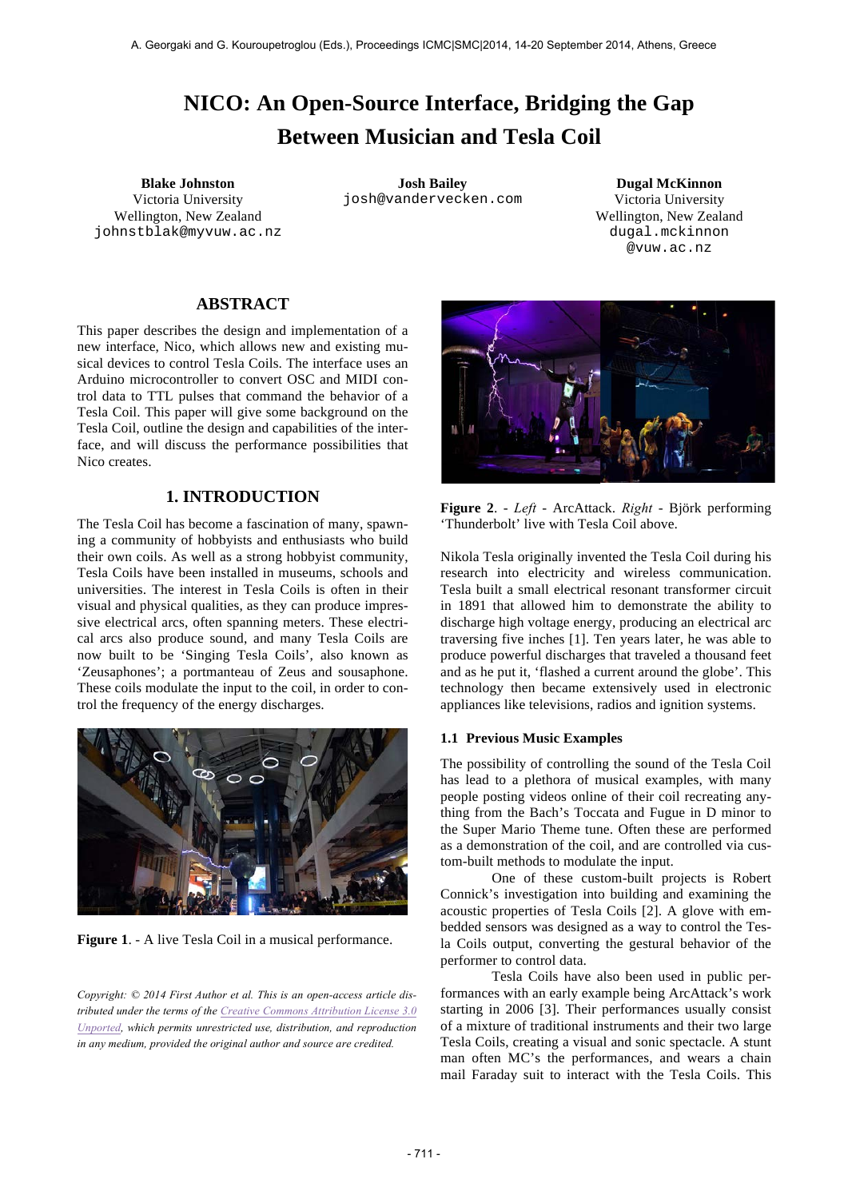# NICO: An Open-Source Interface, Bridging the Gap Between Musician and Tesla Coil

**Blake Johnston**
Victoria University
Wellington, New Zealand
johnstblak@myvuw.ac.nz

**Josh Bailey**
josh@vandervecken.com

**Dugal McKinnon**
Victoria University
Wellington, New Zealand
dugal.mckinnon@vuw.ac.nz

## ABSTRACT

This paper describes the design and implementation of a new interface, Nico, which allows new and existing musical devices to control Tesla Coils. The interface uses an Arduino microcontroller to convert OSC and MIDI control data to TTL pulses that command the behavior of a Tesla Coil. This paper will give some background on the Tesla Coil, outline the design and capabilities of the interface, and will discuss the performance possibilities that Nico creates.

## 1. INTRODUCTION

The Tesla Coil has become a fascination of many, spawning a community of hobbyists and enthusiasts who build their own coils. As well as a strong hobbyist community, Tesla Coils have been installed in museums, schools and universities. The interest in Tesla Coils is often in their visual and physical qualities, as they can produce impressive electrical arcs, often spanning meters. These electrical arcs also produce sound, and many Tesla Coils are now built to be 'Singing Tesla Coils', also known as 'Zeusaphones'; a portmanteau of Zeus and sousaphone. These coils modulate the input to the coil, in order to control the frequency of the energy discharges.

**Figure 1**. - A live Tesla Coil in a musical performance.

*Copyright: © 2014 First Author et al. This is an open-access article distributed under the terms of the Creative Commons Attribution License 3.0 Unported, which permits unrestricted use, distribution, and reproduction in any medium, provided the original author and source are credited.*

**Figure 2**. - *Left* - ArcAttack. *Right* - Björk performing 'Thunderbolt' live with Tesla Coil above.

Nikola Tesla originally invented the Tesla Coil during his research into electricity and wireless communication. Tesla built a small electrical resonant transformer circuit in 1891 that allowed him to demonstrate the ability to discharge high voltage energy, producing an electrical arc traversing five inches [1]. Ten years later, he was able to produce powerful discharges that traveled a thousand feet and as he put it, 'flashed a current around the globe'. This technology then became extensively used in electronic appliances like televisions, radios and ignition systems.

### 1.1 Previous Music Examples

The possibility of controlling the sound of the Tesla Coil has lead to a plethora of musical examples, with many people posting videos online of their coil recreating anything from the Bach's Toccata and Fugue in D minor to the Super Mario Theme tune. Often these are performed as a demonstration of the coil, and are controlled via custom-built methods to modulate the input.

One of these custom-built projects is Robert Connick's investigation into building and examining the acoustic properties of Tesla Coils [2]. A glove with embedded sensors was designed as a way to control the Tesla Coils output, converting the gestural behavior of the performer to control data.

Tesla Coils have also been used in public performances with an early example being ArcAttack's work starting in 2006 [3]. Their performances usually consist of a mixture of traditional instruments and their two large Tesla Coils, creating a visual and sonic spectacle. A stunt man often MC's the performances, and wears a chain mail Faraday suit to interact with the Tesla Coils. This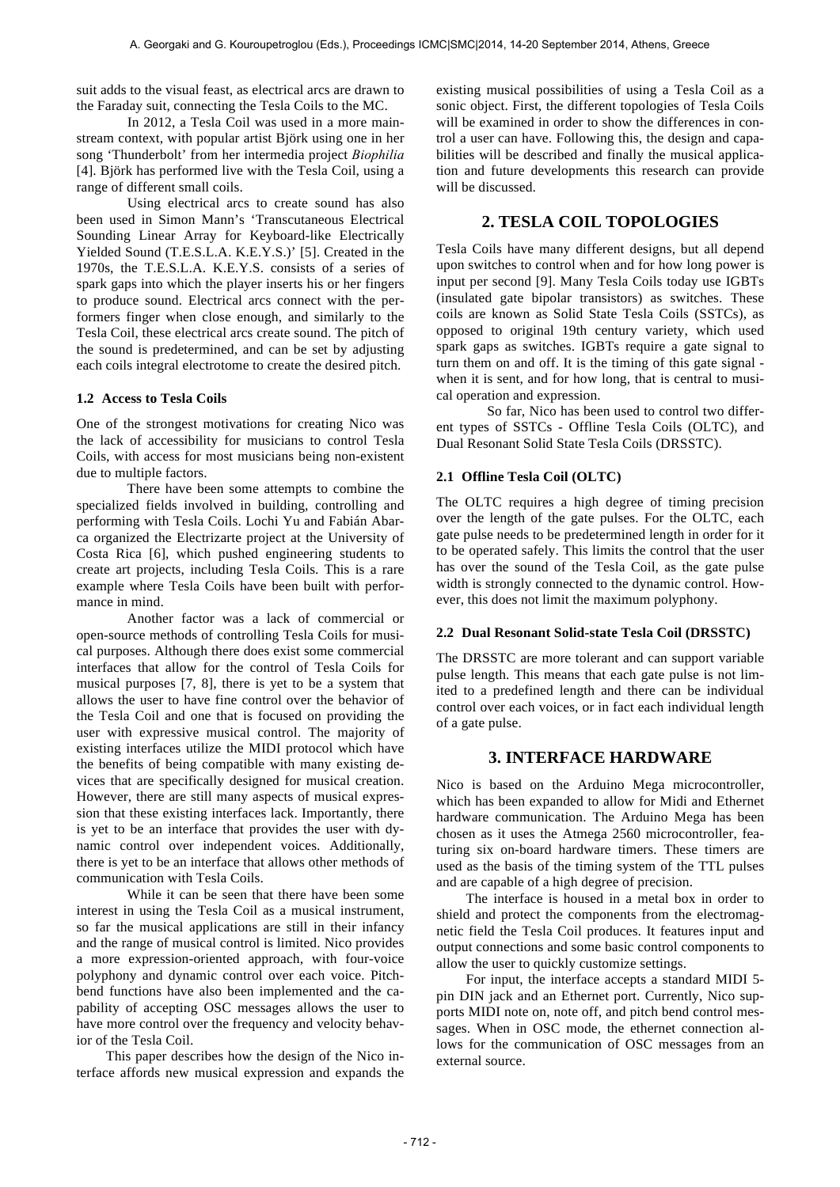suit adds to the visual feast, as electrical arcs are drawn to the Faraday suit, connecting the Tesla Coils to the MC.

In 2012, a Tesla Coil was used in a more mainstream context, with popular artist Björk using one in her song 'Thunderbolt' from her intermedia project *Biophilia* [4]. Björk has performed live with the Tesla Coil, using a range of different small coils.

Using electrical arcs to create sound has also been used in Simon Mann's 'Transcutaneous Electrical Sounding Linear Array for Keyboard-like Electrically Yielded Sound (T.E.S.L.A. K.E.Y.S.)' [5]. Created in the 1970s, the T.E.S.L.A. K.E.Y.S. consists of a series of spark gaps into which the player inserts his or her fingers to produce sound. Electrical arcs connect with the performers finger when close enough, and similarly to the Tesla Coil, these electrical arcs create sound. The pitch of the sound is predetermined, and can be set by adjusting each coils integral electrotome to create the desired pitch.

### 1.2 Access to Tesla Coils

One of the strongest motivations for creating Nico was the lack of accessibility for musicians to control Tesla Coils, with access for most musicians being non-existent due to multiple factors.

There have been some attempts to combine the specialized fields involved in building, controlling and performing with Tesla Coils. Lochi Yu and Fabián Abarca organized the Electrizarte project at the University of Costa Rica [6], which pushed engineering students to create art projects, including Tesla Coils. This is a rare example where Tesla Coils have been built with performance in mind.

Another factor was a lack of commercial or open-source methods of controlling Tesla Coils for musical purposes. Although there does exist some commercial interfaces that allow for the control of Tesla Coils for musical purposes [7, 8], there is yet to be a system that allows the user to have fine control over the behavior of the Tesla Coil and one that is focused on providing the user with expressive musical control. The majority of existing interfaces utilize the MIDI protocol which have the benefits of being compatible with many existing devices that are specifically designed for musical creation. However, there are still many aspects of musical expression that these existing interfaces lack. Importantly, there is yet to be an interface that provides the user with dynamic control over independent voices. Additionally, there is yet to be an interface that allows other methods of communication with Tesla Coils.

While it can be seen that there have been some interest in using the Tesla Coil as a musical instrument, so far the musical applications are still in their infancy and the range of musical control is limited. Nico provides a more expression-oriented approach, with four-voice polyphony and dynamic control over each voice. Pitch-bend functions have also been implemented and the capability of accepting OSC messages allows the user to have more control over the frequency and velocity behavior of the Tesla Coil.

This paper describes how the design of the Nico interface affords new musical expression and expands the existing musical possibilities of using a Tesla Coil as a sonic object. First, the different topologies of Tesla Coils will be examined in order to show the differences in control a user can have. Following this, the design and capabilities will be described and finally the musical application and future developments this research can provide will be discussed.

## 2. TESLA COIL TOPOLOGIES

Tesla Coils have many different designs, but all depend upon switches to control when and for how long power is input per second [9]. Many Tesla Coils today use IGBTs (insulated gate bipolar transistors) as switches. These coils are known as Solid State Tesla Coils (SSTCs), as opposed to original 19th century variety, which used spark gaps as switches. IGBTs require a gate signal to turn them on and off. It is the timing of this gate signal - when it is sent, and for how long, that is central to musical operation and expression.

So far, Nico has been used to control two different types of SSTCs - Offline Tesla Coils (OLTC), and Dual Resonant Solid State Tesla Coils (DRSSTC).

### 2.1 Offline Tesla Coil (OLTC)

The OLTC requires a high degree of timing precision over the length of the gate pulses. For the OLTC, each gate pulse needs to be predetermined length in order for it to be operated safely. This limits the control that the user has over the sound of the Tesla Coil, as the gate pulse width is strongly connected to the dynamic control. However, this does not limit the maximum polyphony.

### 2.2 Dual Resonant Solid-state Tesla Coil (DRSSTC)

The DRSSTC are more tolerant and can support variable pulse length. This means that each gate pulse is not limited to a predefined length and there can be individual control over each voices, or in fact each individual length of a gate pulse.

## 3. INTERFACE HARDWARE

Nico is based on the Arduino Mega microcontroller, which has been expanded to allow for Midi and Ethernet hardware communication. The Arduino Mega has been chosen as it uses the Atmega 2560 microcontroller, featuring six on-board hardware timers. These timers are used as the basis of the timing system of the TTL pulses and are capable of a high degree of precision.

The interface is housed in a metal box in order to shield and protect the components from the electromagnetic field the Tesla Coil produces. It features input and output connections and some basic control components to allow the user to quickly customize settings.

For input, the interface accepts a standard MIDI 5-pin DIN jack and an Ethernet port. Currently, Nico supports MIDI note on, note off, and pitch bend control messages. When in OSC mode, the ethernet connection allows for the communication of OSC messages from an external source.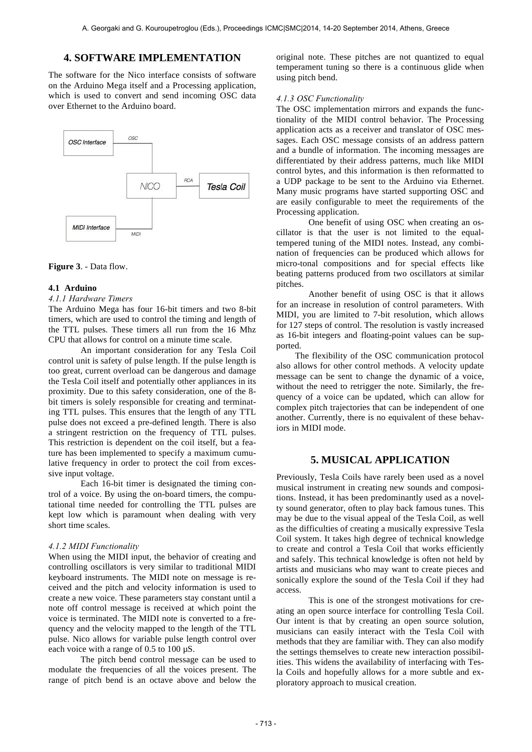## 4. SOFTWARE IMPLEMENTATION

The software for the Nico interface consists of software on the Arduino Mega itself and a Processing application, which is used to convert and send incoming OSC data over Ethernet to the Arduino board.

**Figure 3**. - Data flow.

### 4.1 Arduino

#### *4.1.1 Hardware Timers*

The Arduino Mega has four 16-bit timers and two 8-bit timers, which are used to control the timing and length of the TTL pulses. These timers all run from the 16 Mhz CPU that allows for control on a minute time scale.

An important consideration for any Tesla Coil control unit is safety of pulse length. If the pulse length is too great, current overload can be dangerous and damage the Tesla Coil itself and potentially other appliances in its proximity. Due to this safety consideration, one of the 8-bit timers is solely responsible for creating and terminating TTL pulses. This ensures that the length of any TTL pulse does not exceed a pre-defined length. There is also a stringent restriction on the frequency of TTL pulses. This restriction is dependent on the coil itself, but a feature has been implemented to specify a maximum cumulative frequency in order to protect the coil from excessive input voltage.

Each 16-bit timer is designated the timing control of a voice. By using the on-board timers, the computational time needed for controlling the TTL pulses are kept low which is paramount when dealing with very short time scales.

#### *4.1.2 MIDI Functionality*

When using the MIDI input, the behavior of creating and controlling oscillators is very similar to traditional MIDI keyboard instruments. The MIDI note on message is received and the pitch and velocity information is used to create a new voice. These parameters stay constant until a note off control message is received at which point the voice is terminated. The MIDI note is converted to a frequency and the velocity mapped to the length of the TTL pulse. Nico allows for variable pulse length control over each voice with a range of 0.5 to 100 µS.

The pitch bend control message can be used to modulate the frequencies of all the voices present. The range of pitch bend is an octave above and below the original note. These pitches are not quantized to equal temperament tuning so there is a continuous glide when using pitch bend.

#### *4.1.3 OSC Functionality*

The OSC implementation mirrors and expands the functionality of the MIDI control behavior. The Processing application acts as a receiver and translator of OSC messages. Each OSC message consists of an address pattern and a bundle of information. The incoming messages are differentiated by their address patterns, much like MIDI control bytes, and this information is then reformatted to a UDP package to be sent to the Arduino via Ethernet. Many music programs have started supporting OSC and are easily configurable to meet the requirements of the Processing application.

One benefit of using OSC when creating an oscillator is that the user is not limited to the equal-tempered tuning of the MIDI notes. Instead, any combination of frequencies can be produced which allows for micro-tonal compositions and for special effects like beating patterns produced from two oscillators at similar pitches.

Another benefit of using OSC is that it allows for an increase in resolution of control parameters. With MIDI, you are limited to 7-bit resolution, which allows for 127 steps of control. The resolution is vastly increased as 16-bit integers and floating-point values can be supported.

The flexibility of the OSC communication protocol also allows for other control methods. A velocity update message can be sent to change the dynamic of a voice, without the need to retrigger the note. Similarly, the frequency of a voice can be updated, which can allow for complex pitch trajectories that can be independent of one another. Currently, there is no equivalent of these behaviors in MIDI mode.

## 5. MUSICAL APPLICATION

Previously, Tesla Coils have rarely been used as a novel musical instrument in creating new sounds and compositions. Instead, it has been predominantly used as a novelty sound generator, often to play back famous tunes. This may be due to the visual appeal of the Tesla Coil, as well as the difficulties of creating a musically expressive Tesla Coil system. It takes high degree of technical knowledge to create and control a Tesla Coil that works efficiently and safely. This technical knowledge is often not held by artists and musicians who may want to create pieces and sonically explore the sound of the Tesla Coil if they had access.

This is one of the strongest motivations for creating an open source interface for controlling Tesla Coil. Our intent is that by creating an open source solution, musicians can easily interact with the Tesla Coil with methods that they are familiar with. They can also modify the settings themselves to create new interaction possibilities. This widens the availability of interfacing with Tesla Coils and hopefully allows for a more subtle and exploratory approach to musical creation.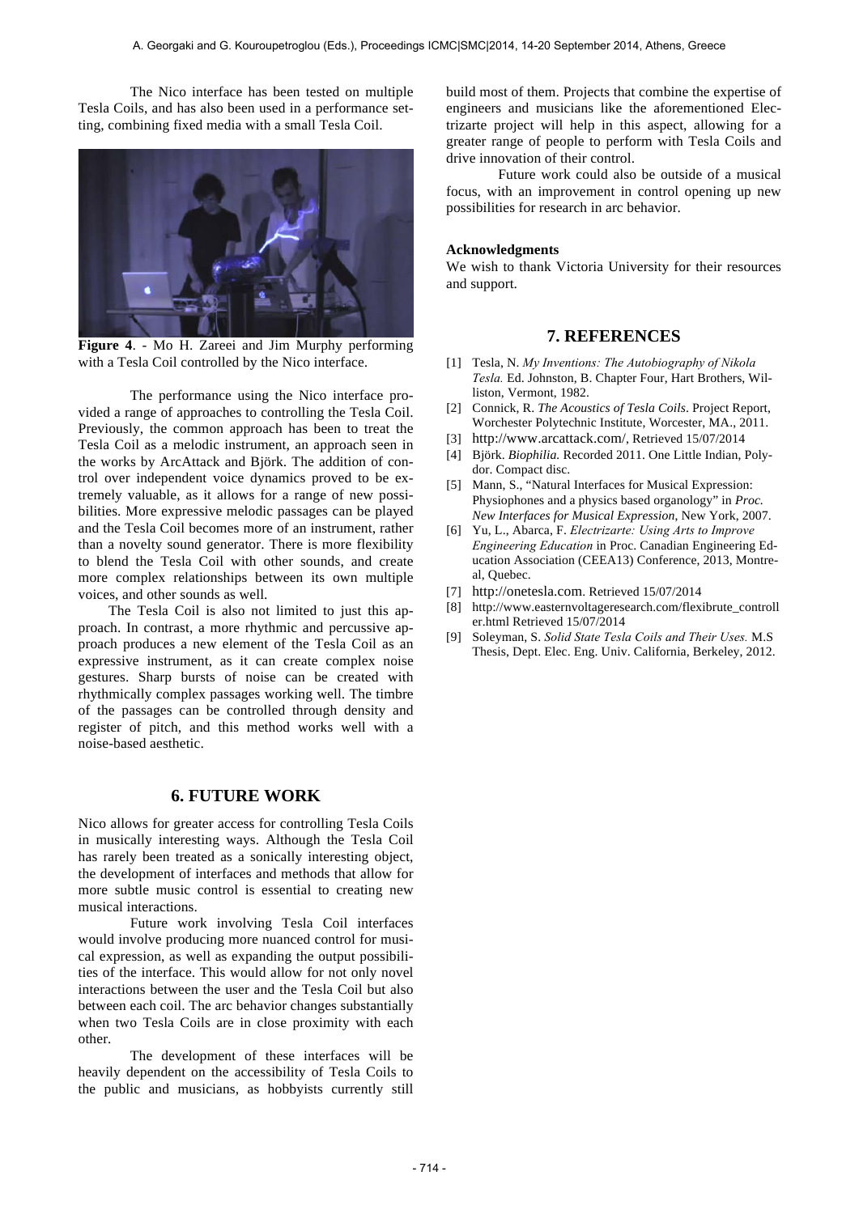The Nico interface has been tested on multiple Tesla Coils, and has also been used in a performance setting, combining fixed media with a small Tesla Coil.

**Figure 4**. - Mo H. Zareei and Jim Murphy performing with a Tesla Coil controlled by the Nico interface.

The performance using the Nico interface provided a range of approaches to controlling the Tesla Coil. Previously, the common approach has been to treat the Tesla Coil as a melodic instrument, an approach seen in the works by ArcAttack and Björk. The addition of control over independent voice dynamics proved to be extremely valuable, as it allows for a range of new possibilities. More expressive melodic passages can be played and the Tesla Coil becomes more of an instrument, rather than a novelty sound generator. There is more flexibility to blend the Tesla Coil with other sounds, and create more complex relationships between its own multiple voices, and other sounds as well.

The Tesla Coil is also not limited to just this approach. In contrast, a more rhythmic and percussive approach produces a new element of the Tesla Coil as an expressive instrument, as it can create complex noise gestures. Sharp bursts of noise can be created with rhythmically complex passages working well. The timbre of the passages can be controlled through density and register of pitch, and this method works well with a noise-based aesthetic.

## 6. FUTURE WORK

Nico allows for greater access for controlling Tesla Coils in musically interesting ways. Although the Tesla Coil has rarely been treated as a sonically interesting object, the development of interfaces and methods that allow for more subtle music control is essential to creating new musical interactions.

Future work involving Tesla Coil interfaces would involve producing more nuanced control for musical expression, as well as expanding the output possibilities of the interface. This would allow for not only novel interactions between the user and the Tesla Coil but also between each coil. The arc behavior changes substantially when two Tesla Coils are in close proximity with each other.

The development of these interfaces will be heavily dependent on the accessibility of Tesla Coils to the public and musicians, as hobbyists currently still build most of them. Projects that combine the expertise of engineers and musicians like the aforementioned Electrizarte project will help in this aspect, allowing for a greater range of people to perform with Tesla Coils and drive innovation of their control.

Future work could also be outside of a musical focus, with an improvement in control opening up new possibilities for research in arc behavior.

**Acknowledgments**

We wish to thank Victoria University for their resources and support.

## 7. REFERENCES

[1] Tesla, N. *My Inventions: The Autobiography of Nikola Tesla.* Ed. Johnston, B. Chapter Four, Hart Brothers, Williston, Vermont, 1982.

[2] Connick, R. *The Acoustics of Tesla Coils*. Project Report, Worchester Polytechnic Institute, Worcester, MA., 2011.

[3] http://www.arcattack.com/, Retrieved 15/07/2014

[4] Björk. *Biophilia.* Recorded 2011. One Little Indian, Polydor. Compact disc.

[5] Mann, S., "Natural Interfaces for Musical Expression: Physiophones and a physics based organology" in *Proc. New Interfaces for Musical Expression*, New York, 2007.

[6] Yu, L., Abarca, F. *Electrizarte: Using Arts to Improve Engineering Education* in Proc. Canadian Engineering Education Association (CEEA13) Conference, 2013, Montreal, Quebec.

[7] http://onetesla.com. Retrieved 15/07/2014

[8] http://www.easternvoltageresearch.com/flexibrute_controller.html Retrieved 15/07/2014

[9] Soleyman, S. *Solid State Tesla Coils and Their Uses.* M.S Thesis, Dept. Elec. Eng. Univ. California, Berkeley, 2012.